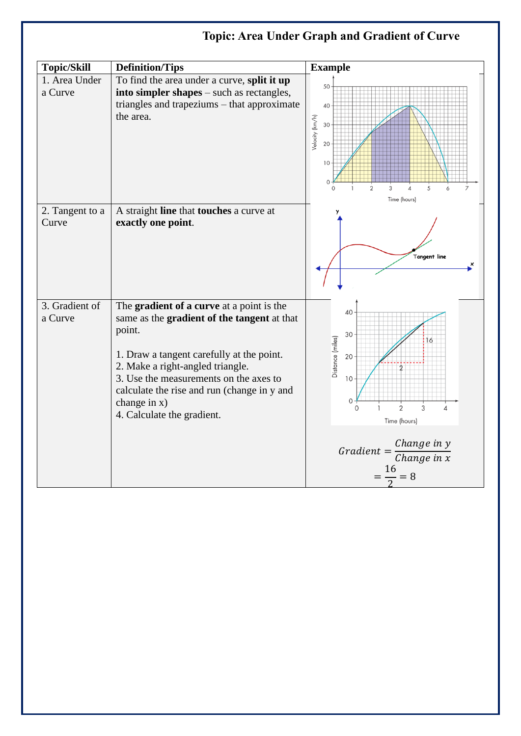# Topic: Area Under Graph and Gradient of Curve

| Topic/Skill | Definition/Tips | Example |
|---|---|---|
| 1. Area Under a Curve | To find the area under a curve, **split it up into simpler shapes** – such as rectangles, triangles and trapeziums – that approximate the area. | |
| 2. Tangent to a Curve | A straight **line** that **touches** a curve at **exactly one point**. | |
| 3. Gradient of a Curve | The **gradient of a curve** at a point is the same as the **gradient of the tangent** at that point.<br><br>1. Draw a tangent carefully at the point.<br>2. Make a right-angled triangle.<br>3. Use the measurements on the axes to calculate the rise and run (change in y and change in x)<br>4. Calculate the gradient. | $$Gradient = \frac{Change\ in\ y}{Change\ in\ x}$$ $$= \frac{16}{2} = 8$$ |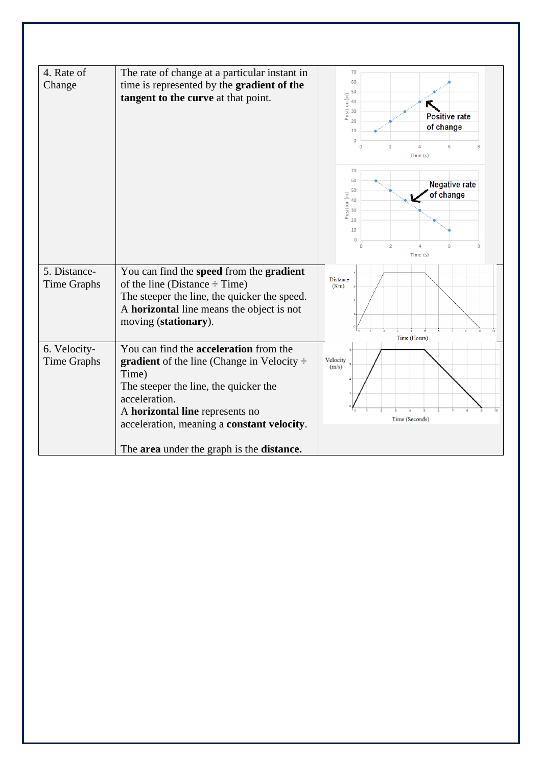| | | |
|---|---|---|
| 4. Rate of Change | The rate of change at a particular instant in time is represented by the **gradient of the tangent to the curve** at that point. | Position (m) 0 10 20 30 40 50 60 70; Time (s) 0 2 4 6 8; Positive rate of change<br>Position (m) 0 10 20 30 40 50 60 70; Time (s) 0 2 4 6 8; Negative rate of change |
| 5. Distance-Time Graphs | You can find the **speed** from the **gradient** of the line (Distance ÷ Time)<br>The steeper the line, the quicker the speed.<br>A **horizontal** line means the object is not moving (**stationary**). | Distance (Km); Time (Hours) |
| 6. Velocity-Time Graphs | You can find the **acceleration** from the **gradient** of the line (Change in Velocity ÷ Time)<br>The steeper the line, the quicker the acceleration.<br>A **horizontal line** represents no acceleration, meaning a **constant velocity**.<br><br>The **area** under the graph is the **distance.** | Velocity (m/s); Time (Seconds) |